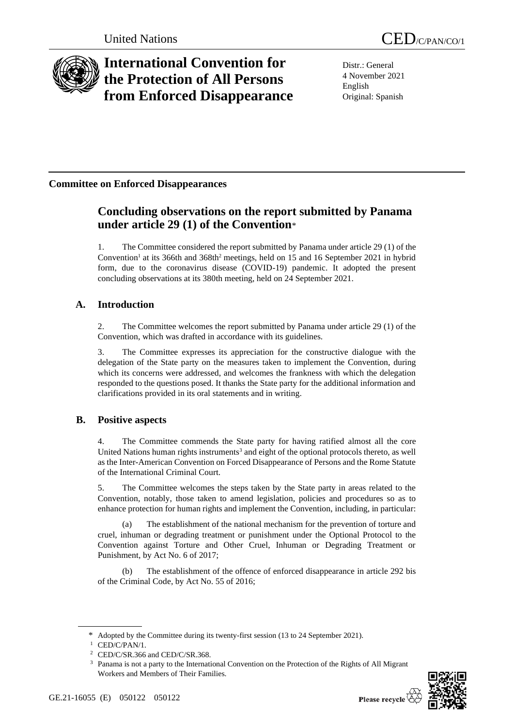United Nations CED/C/PAN/CO/1

# International Convention for the Protection of All Persons from Enforced Disappearance

Distr.: General
4 November 2021
English
Original: Spanish

**Committee on Enforced Disappearances**

## Concluding observations on the report submitted by Panama under article 29 (1) of the Convention*

1. The Committee considered the report submitted by Panama under article 29 (1) of the Convention[1] at its 366th and 368th[2] meetings, held on 15 and 16 September 2021 in hybrid form, due to the coronavirus disease (COVID-19) pandemic. It adopted the present concluding observations at its 380th meeting, held on 24 September 2021.

### A. Introduction

2. The Committee welcomes the report submitted by Panama under article 29 (1) of the Convention, which was drafted in accordance with its guidelines.

3. The Committee expresses its appreciation for the constructive dialogue with the delegation of the State party on the measures taken to implement the Convention, during which its concerns were addressed, and welcomes the frankness with which the delegation responded to the questions posed. It thanks the State party for the additional information and clarifications provided in its oral statements and in writing.

### B. Positive aspects

4. The Committee commends the State party for having ratified almost all the core United Nations human rights instruments[3] and eight of the optional protocols thereto, as well as the Inter-American Convention on Forced Disappearance of Persons and the Rome Statute of the International Criminal Court.

5. The Committee welcomes the steps taken by the State party in areas related to the Convention, notably, those taken to amend legislation, policies and procedures so as to enhance protection for human rights and implement the Convention, including, in particular:

(a) The establishment of the national mechanism for the prevention of torture and cruel, inhuman or degrading treatment or punishment under the Optional Protocol to the Convention against Torture and Other Cruel, Inhuman or Degrading Treatment or Punishment, by Act No. 6 of 2017;

(b) The establishment of the offence of enforced disappearance in article 292 bis of the Criminal Code, by Act No. 55 of 2016;

---

* Adopted by the Committee during its twenty-first session (13 to 24 September 2021).

[1] CED/C/PAN/1.

[2] CED/C/SR.366 and CED/C/SR.368.

[3] Panama is not a party to the International Convention on the Protection of the Rights of All Migrant Workers and Members of Their Families.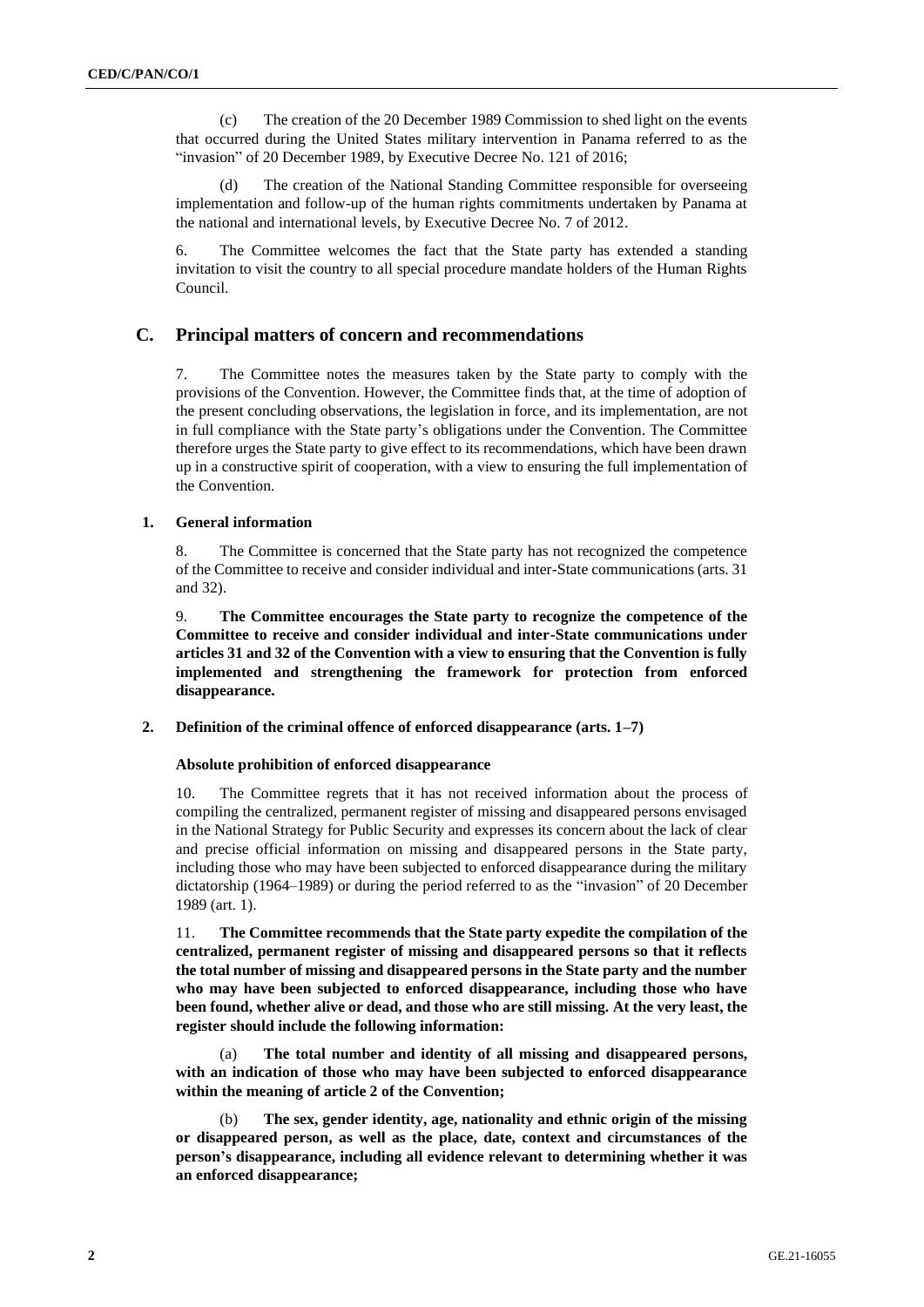(c) The creation of the 20 December 1989 Commission to shed light on the events that occurred during the United States military intervention in Panama referred to as the "invasion" of 20 December 1989, by Executive Decree No. 121 of 2016;

(d) The creation of the National Standing Committee responsible for overseeing implementation and follow-up of the human rights commitments undertaken by Panama at the national and international levels, by Executive Decree No. 7 of 2012.

6. The Committee welcomes the fact that the State party has extended a standing invitation to visit the country to all special procedure mandate holders of the Human Rights Council.

## C. Principal matters of concern and recommendations

7. The Committee notes the measures taken by the State party to comply with the provisions of the Convention. However, the Committee finds that, at the time of adoption of the present concluding observations, the legislation in force, and its implementation, are not in full compliance with the State party's obligations under the Convention. The Committee therefore urges the State party to give effect to its recommendations, which have been drawn up in a constructive spirit of cooperation, with a view to ensuring the full implementation of the Convention.

### 1. General information

8. The Committee is concerned that the State party has not recognized the competence of the Committee to receive and consider individual and inter-State communications (arts. 31 and 32).

9. **The Committee encourages the State party to recognize the competence of the Committee to receive and consider individual and inter-State communications under articles 31 and 32 of the Convention with a view to ensuring that the Convention is fully implemented and strengthening the framework for protection from enforced disappearance.**

### 2. Definition of the criminal offence of enforced disappearance (arts. 1–7)

#### Absolute prohibition of enforced disappearance

10. The Committee regrets that it has not received information about the process of compiling the centralized, permanent register of missing and disappeared persons envisaged in the National Strategy for Public Security and expresses its concern about the lack of clear and precise official information on missing and disappeared persons in the State party, including those who may have been subjected to enforced disappearance during the military dictatorship (1964–1989) or during the period referred to as the "invasion" of 20 December 1989 (art. 1).

11. **The Committee recommends that the State party expedite the compilation of the centralized, permanent register of missing and disappeared persons so that it reflects the total number of missing and disappeared persons in the State party and the number who may have been subjected to enforced disappearance, including those who have been found, whether alive or dead, and those who are still missing. At the very least, the register should include the following information:**

(a) **The total number and identity of all missing and disappeared persons, with an indication of those who may have been subjected to enforced disappearance within the meaning of article 2 of the Convention;**

(b) **The sex, gender identity, age, nationality and ethnic origin of the missing or disappeared person, as well as the place, date, context and circumstances of the person's disappearance, including all evidence relevant to determining whether it was an enforced disappearance;**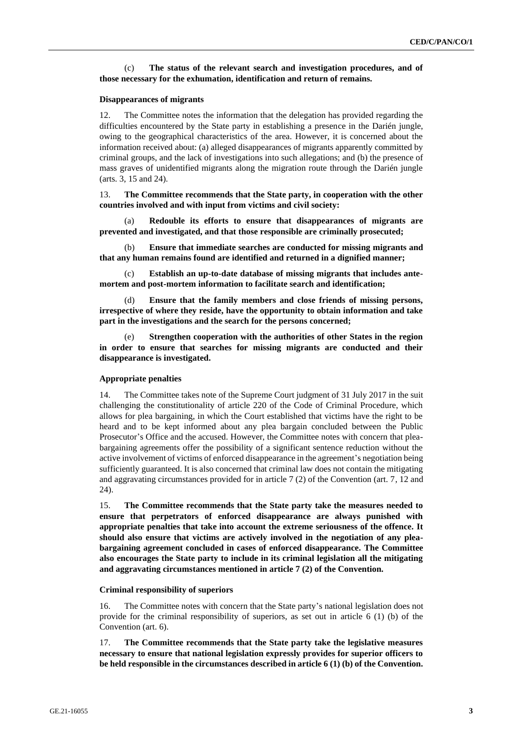(c) **The status of the relevant search and investigation procedures, and of those necessary for the exhumation, identification and return of remains.**

### Disappearances of migrants

12. The Committee notes the information that the delegation has provided regarding the difficulties encountered by the State party in establishing a presence in the Darién jungle, owing to the geographical characteristics of the area. However, it is concerned about the information received about: (a) alleged disappearances of migrants apparently committed by criminal groups, and the lack of investigations into such allegations; and (b) the presence of mass graves of unidentified migrants along the migration route through the Darién jungle (arts. 3, 15 and 24).

13. **The Committee recommends that the State party, in cooperation with the other countries involved and with input from victims and civil society:**

(a) **Redouble its efforts to ensure that disappearances of migrants are prevented and investigated, and that those responsible are criminally prosecuted;**

(b) **Ensure that immediate searches are conducted for missing migrants and that any human remains found are identified and returned in a dignified manner;**

(c) **Establish an up-to-date database of missing migrants that includes ante-mortem and post-mortem information to facilitate search and identification;**

(d) **Ensure that the family members and close friends of missing persons, irrespective of where they reside, have the opportunity to obtain information and take part in the investigations and the search for the persons concerned;**

(e) **Strengthen cooperation with the authorities of other States in the region in order to ensure that searches for missing migrants are conducted and their disappearance is investigated.**

### Appropriate penalties

14. The Committee takes note of the Supreme Court judgment of 31 July 2017 in the suit challenging the constitutionality of article 220 of the Code of Criminal Procedure, which allows for plea bargaining, in which the Court established that victims have the right to be heard and to be kept informed about any plea bargain concluded between the Public Prosecutor's Office and the accused. However, the Committee notes with concern that plea-bargaining agreements offer the possibility of a significant sentence reduction without the active involvement of victims of enforced disappearance in the agreement's negotiation being sufficiently guaranteed. It is also concerned that criminal law does not contain the mitigating and aggravating circumstances provided for in article 7 (2) of the Convention (art. 7, 12 and 24).

15. **The Committee recommends that the State party take the measures needed to ensure that perpetrators of enforced disappearance are always punished with appropriate penalties that take into account the extreme seriousness of the offence. It should also ensure that victims are actively involved in the negotiation of any plea-bargaining agreement concluded in cases of enforced disappearance. The Committee also encourages the State party to include in its criminal legislation all the mitigating and aggravating circumstances mentioned in article 7 (2) of the Convention.**

### Criminal responsibility of superiors

16. The Committee notes with concern that the State party's national legislation does not provide for the criminal responsibility of superiors, as set out in article 6 (1) (b) of the Convention (art. 6).

17. **The Committee recommends that the State party take the legislative measures necessary to ensure that national legislation expressly provides for superior officers to be held responsible in the circumstances described in article 6 (1) (b) of the Convention.**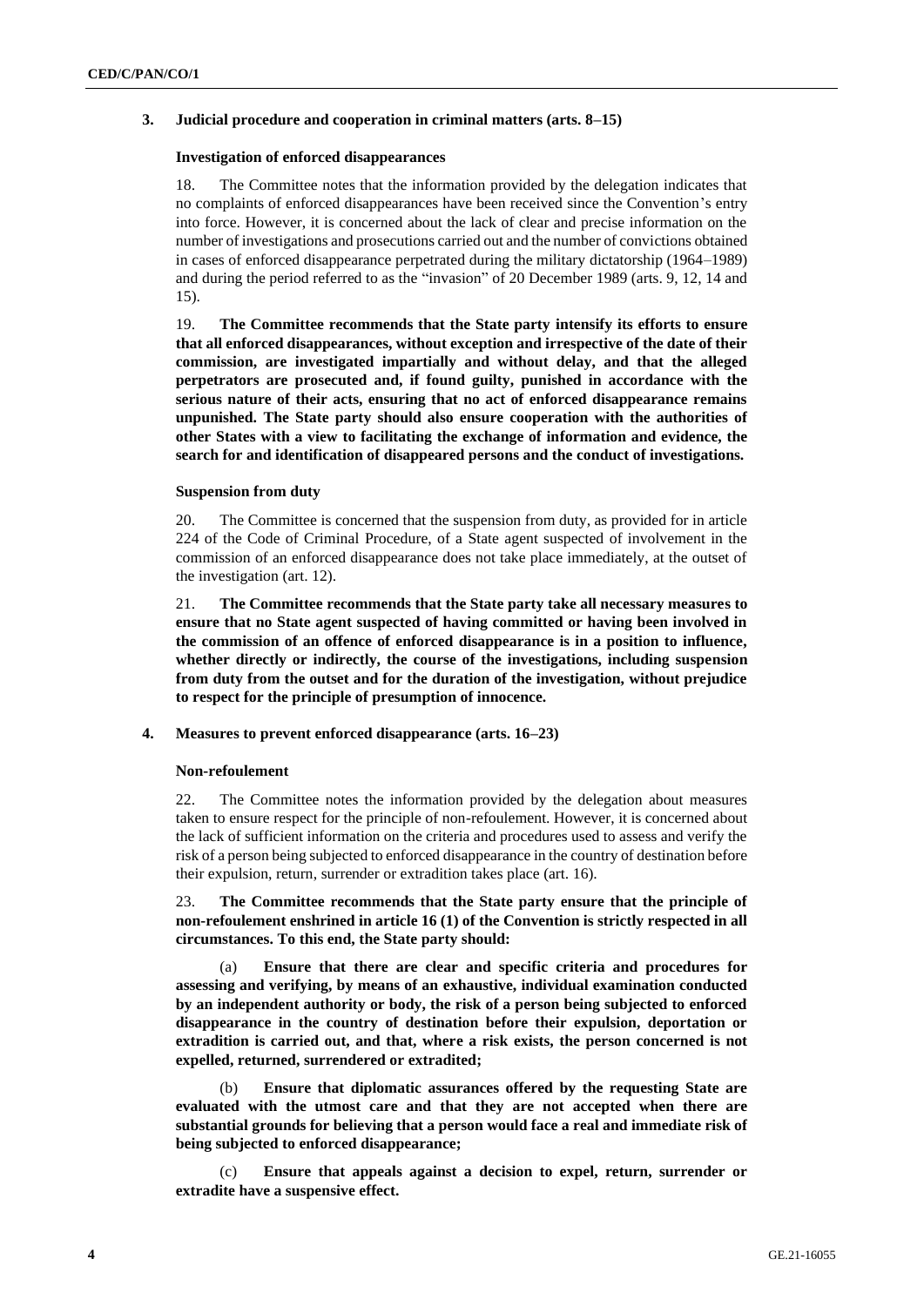### 3. Judicial procedure and cooperation in criminal matters (arts. 8–15)

#### Investigation of enforced disappearances

18. The Committee notes that the information provided by the delegation indicates that no complaints of enforced disappearances have been received since the Convention's entry into force. However, it is concerned about the lack of clear and precise information on the number of investigations and prosecutions carried out and the number of convictions obtained in cases of enforced disappearance perpetrated during the military dictatorship (1964–1989) and during the period referred to as the "invasion" of 20 December 1989 (arts. 9, 12, 14 and 15).

19. **The Committee recommends that the State party intensify its efforts to ensure that all enforced disappearances, without exception and irrespective of the date of their commission, are investigated impartially and without delay, and that the alleged perpetrators are prosecuted and, if found guilty, punished in accordance with the serious nature of their acts, ensuring that no act of enforced disappearance remains unpunished. The State party should also ensure cooperation with the authorities of other States with a view to facilitating the exchange of information and evidence, the search for and identification of disappeared persons and the conduct of investigations.**

#### Suspension from duty

20. The Committee is concerned that the suspension from duty, as provided for in article 224 of the Code of Criminal Procedure, of a State agent suspected of involvement in the commission of an enforced disappearance does not take place immediately, at the outset of the investigation (art. 12).

21. **The Committee recommends that the State party take all necessary measures to ensure that no State agent suspected of having committed or having been involved in the commission of an offence of enforced disappearance is in a position to influence, whether directly or indirectly, the course of the investigations, including suspension from duty from the outset and for the duration of the investigation, without prejudice to respect for the principle of presumption of innocence.**

### 4. Measures to prevent enforced disappearance (arts. 16–23)

#### Non-refoulement

22. The Committee notes the information provided by the delegation about measures taken to ensure respect for the principle of non-refoulement. However, it is concerned about the lack of sufficient information on the criteria and procedures used to assess and verify the risk of a person being subjected to enforced disappearance in the country of destination before their expulsion, return, surrender or extradition takes place (art. 16).

23. **The Committee recommends that the State party ensure that the principle of non-refoulement enshrined in article 16 (1) of the Convention is strictly respected in all circumstances. To this end, the State party should:**

(a) **Ensure that there are clear and specific criteria and procedures for assessing and verifying, by means of an exhaustive, individual examination conducted by an independent authority or body, the risk of a person being subjected to enforced disappearance in the country of destination before their expulsion, deportation or extradition is carried out, and that, where a risk exists, the person concerned is not expelled, returned, surrendered or extradited;**

(b) **Ensure that diplomatic assurances offered by the requesting State are evaluated with the utmost care and that they are not accepted when there are substantial grounds for believing that a person would face a real and immediate risk of being subjected to enforced disappearance;**

(c) **Ensure that appeals against a decision to expel, return, surrender or extradite have a suspensive effect.**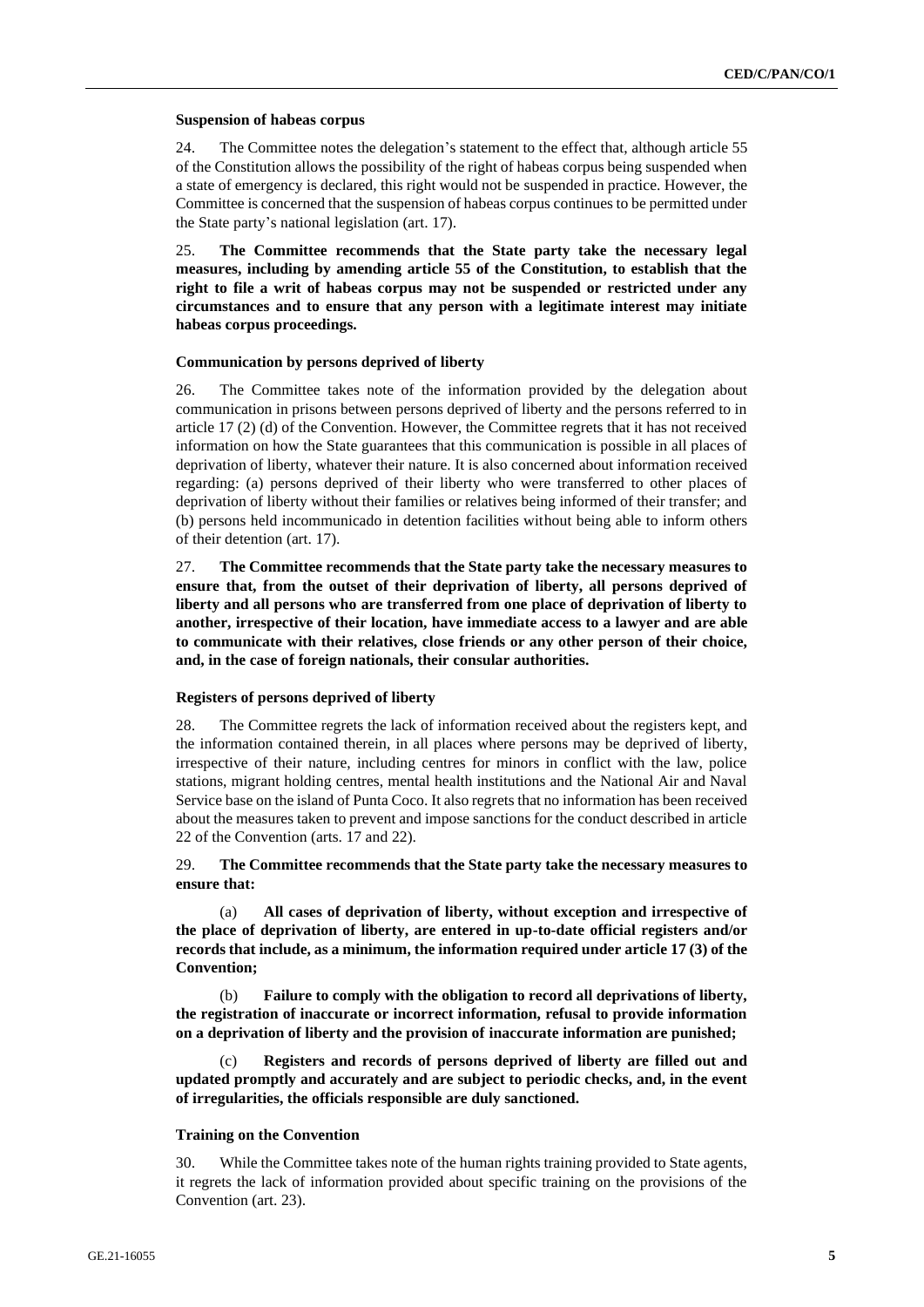#### Suspension of habeas corpus

24. The Committee notes the delegation's statement to the effect that, although article 55 of the Constitution allows the possibility of the right of habeas corpus being suspended when a state of emergency is declared, this right would not be suspended in practice. However, the Committee is concerned that the suspension of habeas corpus continues to be permitted under the State party's national legislation (art. 17).

25. **The Committee recommends that the State party take the necessary legal measures, including by amending article 55 of the Constitution, to establish that the right to file a writ of habeas corpus may not be suspended or restricted under any circumstances and to ensure that any person with a legitimate interest may initiate habeas corpus proceedings.**

#### Communication by persons deprived of liberty

26. The Committee takes note of the information provided by the delegation about communication in prisons between persons deprived of liberty and the persons referred to in article 17 (2) (d) of the Convention. However, the Committee regrets that it has not received information on how the State guarantees that this communication is possible in all places of deprivation of liberty, whatever their nature. It is also concerned about information received regarding: (a) persons deprived of their liberty who were transferred to other places of deprivation of liberty without their families or relatives being informed of their transfer; and (b) persons held incommunicado in detention facilities without being able to inform others of their detention (art. 17).

27. **The Committee recommends that the State party take the necessary measures to ensure that, from the outset of their deprivation of liberty, all persons deprived of liberty and all persons who are transferred from one place of deprivation of liberty to another, irrespective of their location, have immediate access to a lawyer and are able to communicate with their relatives, close friends or any other person of their choice, and, in the case of foreign nationals, their consular authorities.**

#### Registers of persons deprived of liberty

28. The Committee regrets the lack of information received about the registers kept, and the information contained therein, in all places where persons may be deprived of liberty, irrespective of their nature, including centres for minors in conflict with the law, police stations, migrant holding centres, mental health institutions and the National Air and Naval Service base on the island of Punta Coco. It also regrets that no information has been received about the measures taken to prevent and impose sanctions for the conduct described in article 22 of the Convention (arts. 17 and 22).

29. **The Committee recommends that the State party take the necessary measures to ensure that:**

(a) **All cases of deprivation of liberty, without exception and irrespective of the place of deprivation of liberty, are entered in up-to-date official registers and/or records that include, as a minimum, the information required under article 17 (3) of the Convention;**

(b) **Failure to comply with the obligation to record all deprivations of liberty, the registration of inaccurate or incorrect information, refusal to provide information on a deprivation of liberty and the provision of inaccurate information are punished;**

(c) **Registers and records of persons deprived of liberty are filled out and updated promptly and accurately and are subject to periodic checks, and, in the event of irregularities, the officials responsible are duly sanctioned.**

#### Training on the Convention

30. While the Committee takes note of the human rights training provided to State agents, it regrets the lack of information provided about specific training on the provisions of the Convention (art. 23).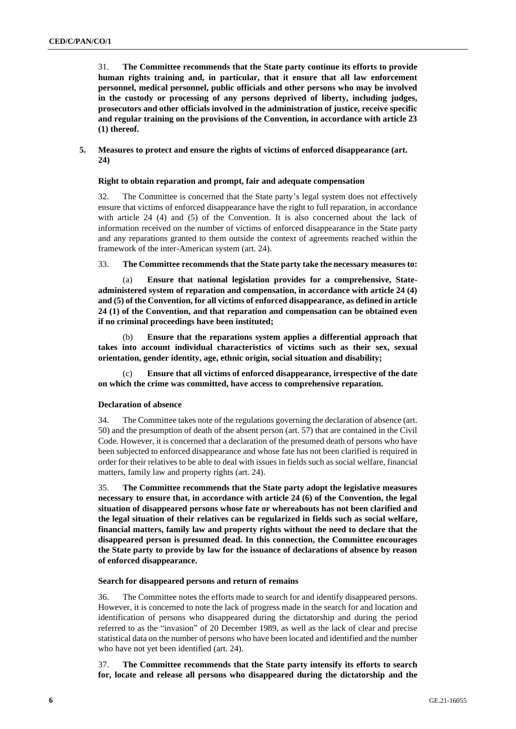31. **The Committee recommends that the State party continue its efforts to provide human rights training and, in particular, that it ensure that all law enforcement personnel, medical personnel, public officials and other persons who may be involved in the custody or processing of any persons deprived of liberty, including judges, prosecutors and other officials involved in the administration of justice, receive specific and regular training on the provisions of the Convention, in accordance with article 23 (1) thereof.**

## 5. Measures to protect and ensure the rights of victims of enforced disappearance (art. 24)

### Right to obtain reparation and prompt, fair and adequate compensation

32. The Committee is concerned that the State party's legal system does not effectively ensure that victims of enforced disappearance have the right to full reparation, in accordance with article 24 (4) and (5) of the Convention. It is also concerned about the lack of information received on the number of victims of enforced disappearance in the State party and any reparations granted to them outside the context of agreements reached within the framework of the inter-American system (art. 24).

33. **The Committee recommends that the State party take the necessary measures to:**

(a) **Ensure that national legislation provides for a comprehensive, State-administered system of reparation and compensation, in accordance with article 24 (4) and (5) of the Convention, for all victims of enforced disappearance, as defined in article 24 (1) of the Convention, and that reparation and compensation can be obtained even if no criminal proceedings have been instituted;**

(b) **Ensure that the reparations system applies a differential approach that takes into account individual characteristics of victims such as their sex, sexual orientation, gender identity, age, ethnic origin, social situation and disability;**

(c) **Ensure that all victims of enforced disappearance, irrespective of the date on which the crime was committed, have access to comprehensive reparation.**

### Declaration of absence

34. The Committee takes note of the regulations governing the declaration of absence (art. 50) and the presumption of death of the absent person (art. 57) that are contained in the Civil Code. However, it is concerned that a declaration of the presumed death of persons who have been subjected to enforced disappearance and whose fate has not been clarified is required in order for their relatives to be able to deal with issues in fields such as social welfare, financial matters, family law and property rights (art. 24).

35. **The Committee recommends that the State party adopt the legislative measures necessary to ensure that, in accordance with article 24 (6) of the Convention, the legal situation of disappeared persons whose fate or whereabouts has not been clarified and the legal situation of their relatives can be regularized in fields such as social welfare, financial matters, family law and property rights without the need to declare that the disappeared person is presumed dead. In this connection, the Committee encourages the State party to provide by law for the issuance of declarations of absence by reason of enforced disappearance.**

### Search for disappeared persons and return of remains

36. The Committee notes the efforts made to search for and identify disappeared persons. However, it is concerned to note the lack of progress made in the search for and location and identification of persons who disappeared during the dictatorship and during the period referred to as the "invasion" of 20 December 1989, as well as the lack of clear and precise statistical data on the number of persons who have been located and identified and the number who have not yet been identified (art. 24).

37. **The Committee recommends that the State party intensify its efforts to search for, locate and release all persons who disappeared during the dictatorship and the**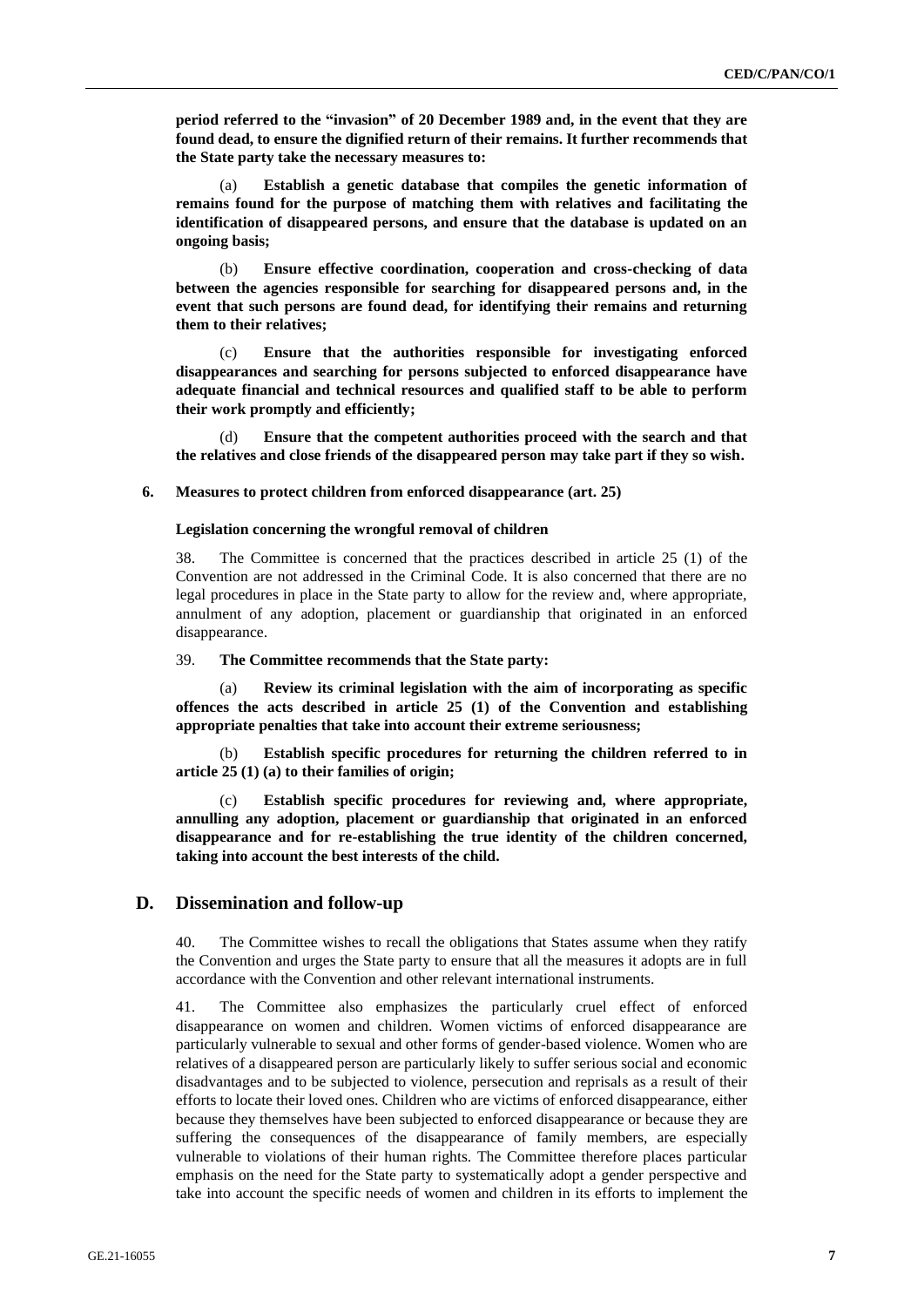**period referred to the "invasion" of 20 December 1989 and, in the event that they are found dead, to ensure the dignified return of their remains. It further recommends that the State party take the necessary measures to:**

(a) **Establish a genetic database that compiles the genetic information of remains found for the purpose of matching them with relatives and facilitating the identification of disappeared persons, and ensure that the database is updated on an ongoing basis;**

(b) **Ensure effective coordination, cooperation and cross-checking of data between the agencies responsible for searching for disappeared persons and, in the event that such persons are found dead, for identifying their remains and returning them to their relatives;**

(c) **Ensure that the authorities responsible for investigating enforced disappearances and searching for persons subjected to enforced disappearance have adequate financial and technical resources and qualified staff to be able to perform their work promptly and efficiently;**

(d) **Ensure that the competent authorities proceed with the search and that the relatives and close friends of the disappeared person may take part if they so wish.**

### 6. Measures to protect children from enforced disappearance (art. 25)

#### Legislation concerning the wrongful removal of children

38. The Committee is concerned that the practices described in article 25 (1) of the Convention are not addressed in the Criminal Code. It is also concerned that there are no legal procedures in place in the State party to allow for the review and, where appropriate, annulment of any adoption, placement or guardianship that originated in an enforced disappearance.

39. **The Committee recommends that the State party:**

(a) **Review its criminal legislation with the aim of incorporating as specific offences the acts described in article 25 (1) of the Convention and establishing appropriate penalties that take into account their extreme seriousness;**

(b) **Establish specific procedures for returning the children referred to in article 25 (1) (a) to their families of origin;**

(c) **Establish specific procedures for reviewing and, where appropriate, annulling any adoption, placement or guardianship that originated in an enforced disappearance and for re-establishing the true identity of the children concerned, taking into account the best interests of the child.**

## D. Dissemination and follow-up

40. The Committee wishes to recall the obligations that States assume when they ratify the Convention and urges the State party to ensure that all the measures it adopts are in full accordance with the Convention and other relevant international instruments.

41. The Committee also emphasizes the particularly cruel effect of enforced disappearance on women and children. Women victims of enforced disappearance are particularly vulnerable to sexual and other forms of gender-based violence. Women who are relatives of a disappeared person are particularly likely to suffer serious social and economic disadvantages and to be subjected to violence, persecution and reprisals as a result of their efforts to locate their loved ones. Children who are victims of enforced disappearance, either because they themselves have been subjected to enforced disappearance or because they are suffering the consequences of the disappearance of family members, are especially vulnerable to violations of their human rights. The Committee therefore places particular emphasis on the need for the State party to systematically adopt a gender perspective and take into account the specific needs of women and children in its efforts to implement the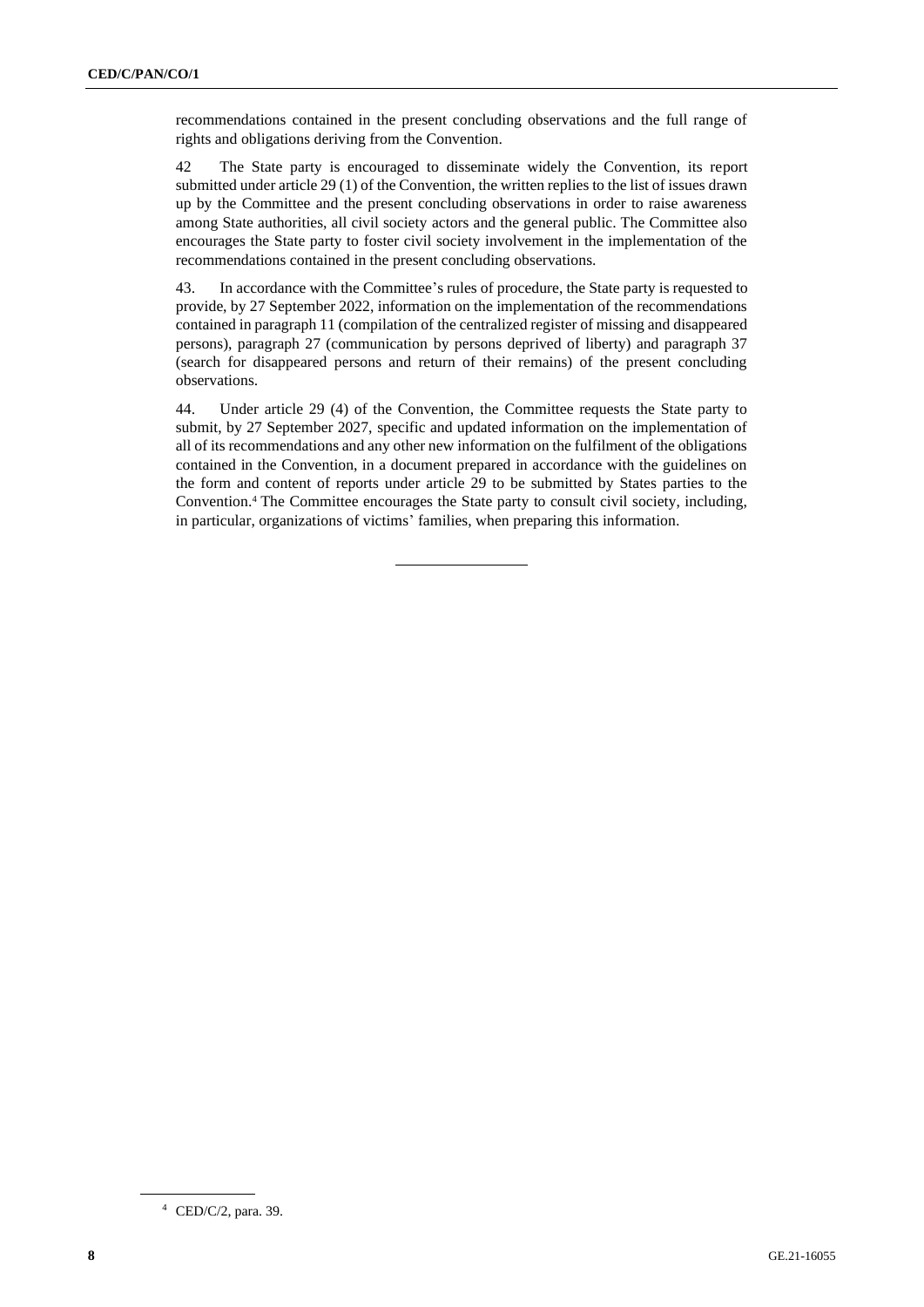recommendations contained in the present concluding observations and the full range of rights and obligations deriving from the Convention.

42 The State party is encouraged to disseminate widely the Convention, its report submitted under article 29 (1) of the Convention, the written replies to the list of issues drawn up by the Committee and the present concluding observations in order to raise awareness among State authorities, all civil society actors and the general public. The Committee also encourages the State party to foster civil society involvement in the implementation of the recommendations contained in the present concluding observations.

43. In accordance with the Committee's rules of procedure, the State party is requested to provide, by 27 September 2022, information on the implementation of the recommendations contained in paragraph 11 (compilation of the centralized register of missing and disappeared persons), paragraph 27 (communication by persons deprived of liberty) and paragraph 37 (search for disappeared persons and return of their remains) of the present concluding observations.

44. Under article 29 (4) of the Convention, the Committee requests the State party to submit, by 27 September 2027, specific and updated information on the implementation of all of its recommendations and any other new information on the fulfilment of the obligations contained in the Convention, in a document prepared in accordance with the guidelines on the form and content of reports under article 29 to be submitted by States parties to the Convention.[4] The Committee encourages the State party to consult civil society, including, in particular, organizations of victims' families, when preparing this information.

---

[4] CED/C/2, para. 39.